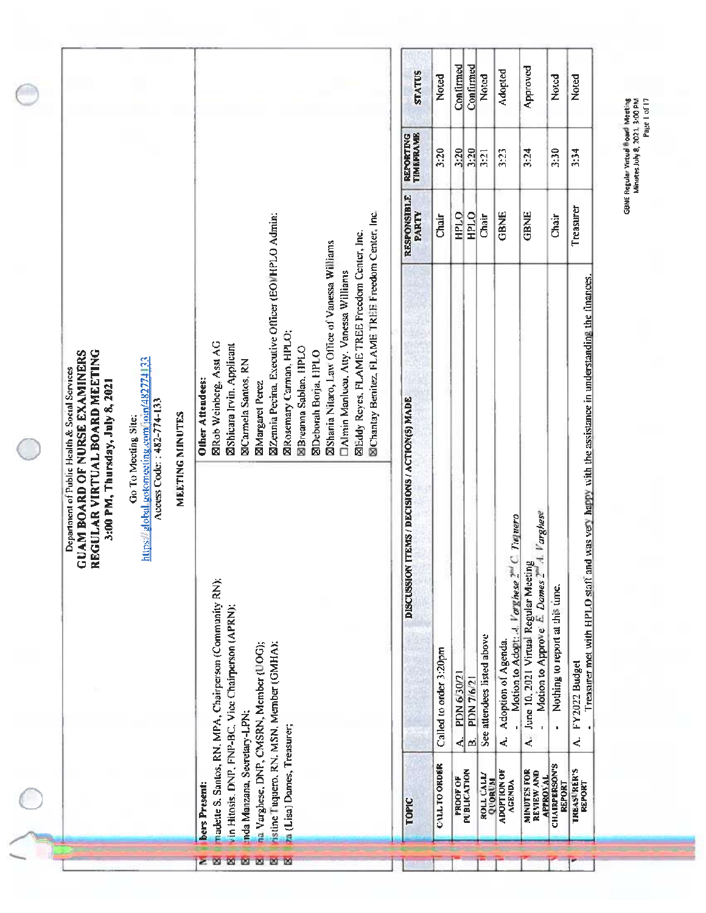Department of Public Health & Social Services

# GUAM BOARD OF NURSE EXAMINERS
## REGULAR VIRTUAL BOARD MEETING
### 3:00 PM, Thursday, July 8, 2021

Go To Meeting Site: https://global.gotomeeting.com/join/482774133
Access Code: : 482-774-133

MEETING MINUTES

| Members Present: | Other Attendees: |
|---|---|
| ☒ Bernadette S. Santos, RN, MPA, Chairperson (Community RN); | ☒Rob Weinberg, Asst AG |
| ☒ Kevin Hitosis, DNP, FNP-BC, Vice Chairperson (APRN); | ☒Shicara Irvin, Applicant |
| ☒ Linda Manzana, Secretary-LPN; | ☒Carmela Santos, RN |
| ☒ Anna Varghese, DNP, CMSRN, Member (UOG); | ☒Margaret Perez |
| ☒ Christine Tuquero, RN, MSN, Member (GMHA); | ☒Zennia Pecina, Executive Officer (EO)/HPLO Admin; |
| ☒ Eliza (Lisa) Dames, Treasurer; | ☒Rosemary Carmen, HPLO; |
| | ☒Breanna Sablan, HPLO |
| | ☒Deborah Borja, HPLO |
| | ☒Shania Nitaro, Law Office of Vanessa Williams |
| | ☐Almin Manlucu, Atty. Vanessa Williams |
| | ☒Eddy Reyes, FLAME TREE Freedom Center, Inc. |
| | ☒Chantay Benitez, FLAME TREE Freedom Center, Inc. |

| TOPIC | DISCUSSION ITEMS / DECISIONS / ACTION(S) MADE | RESPONSIBLE PARTY | REPORTING TIMEFRAME | STATUS |
|---|---|---|---|---|
| CALL TO ORDER | Called to order 3:20pm | Chair | 3:20 | Noted |
| PROOF OF PUBLICATION | A. PDN 6/30/21 | HPLO | 3:20 | Confirmed |
| | B. PDN 7/6/21 | HPLO | 3:20 | Confirmed |
| ROLL CALL/ QUORUM | See attendees listed above | Chair | 3:21 | Noted |
| ADOPTION OF AGENDA | A. Adoption of Agenda.<br>- Motion to Adopt: *A. Varghese* 2nd *C. Tuquero* | GBNE | 3:23 | Adopted |
| MINUTES FOR REVIEW AND APPROVAL | A. June 10, 2021 Virtual Regular Meeting<br>- Motion to Approve: *E. Dames* 2nd *A. Varghese* | GBNE | 3:24 | Approved |
| CHAIRPERSON'S REPORT | • Nothing to report at this time. | Chair | 3:30 | Noted |
| TREASURER'S REPORT | A. FY2022 Budget<br>• Treasurer met with HPLO staff and was very happy with the assistance in understanding the finances. | Treasurer | 3:34 | Noted |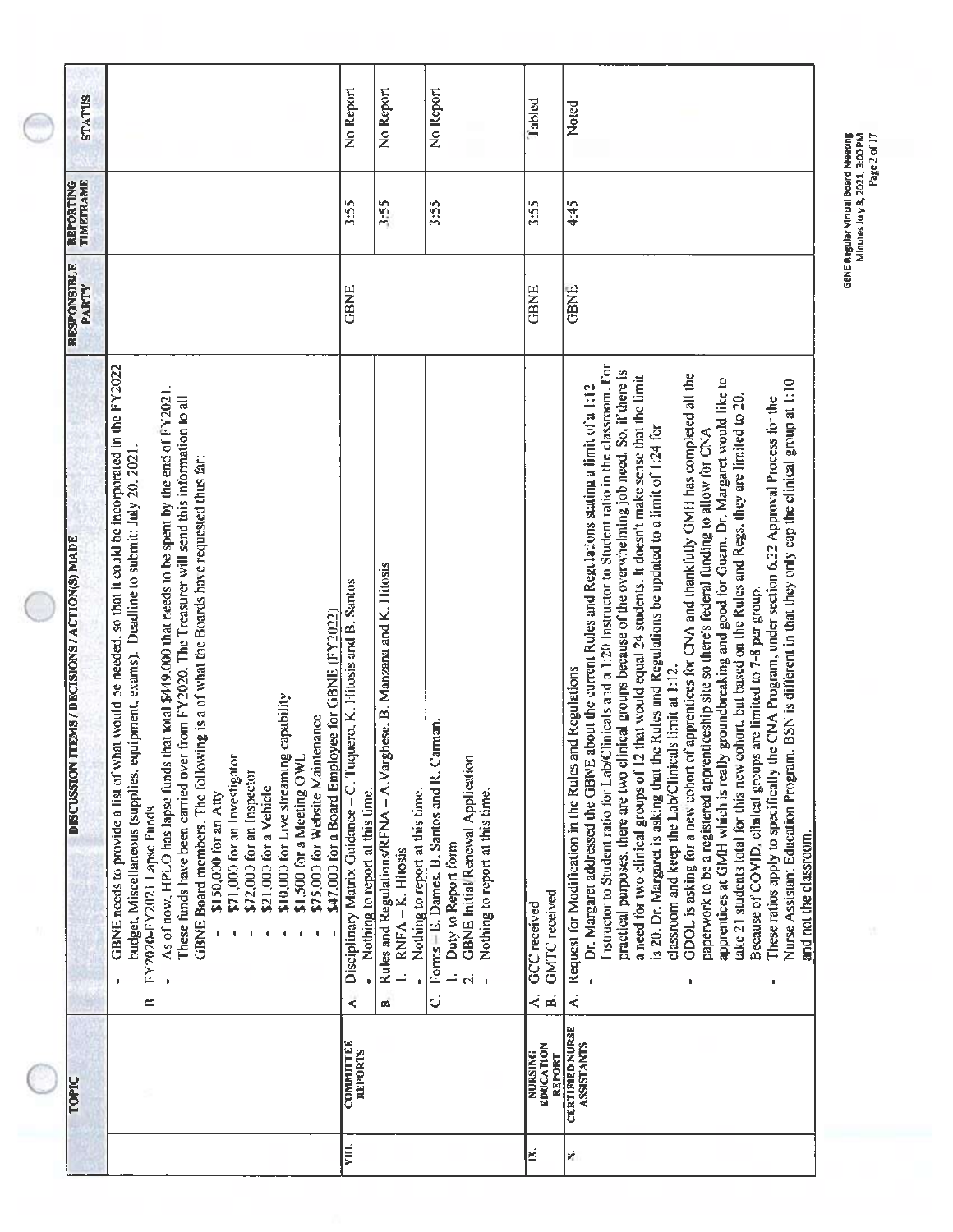| | TOPIC | DISCUSSION ITEMS / DECISIONS / ACTION(S) MADE | RESPONSIBLE PARTY | REPORTING TIMEFRAME | STATUS |
|---|---|---|---|---|---|
| | | • GBNE needs to provide a list of what would be needed, so that it could be incorporated in the FY2022 budget, Miscellaneous (supplies, equipment, exams). Deadline to submit: July 20, 2021.<br>B. FY2020-FY2021 Lapse Funds<br>• As of now, HPLO has lapse funds that total $449,000 that needs to be spent by the end of FY2021. These funds have been carried over from FY2020. The Treasurer will send this information to all GBNE Board members. The following is a of what the Boards have requested thus far:<br>▪ $150,000 for an Atty<br>▪ $71,000 for an Investigator<br>▪ $72,000 for an Inspector<br>▪ $21,000 for a Vehicle<br>▪ $10,000 for Live streaming capability<br>▪ $1,500 for a Meeting OWL<br>▪ $75,000 for Website Maintenance<br>▪ $47,000 for a Board Employee for GBNE (FY2022) | | | |
| VIII. | COMMITTEE REPORTS | A. Disciplinary Matrix Guidance – C. Tuquero, K. Hitosis and B. Santos<br>• Nothing to report at this time. | GBNE | 3:55 | No Report |
| | | B. Rules and Regulations/RFNA – A. Varghese, B. Manzana and K. Hitosis<br>1. RNFA – K. Hitosis<br>• Nothing to report at this time. | | 3:55 | No Report |
| | | C. Forms – E. Dames, B. Santos and R. Carman.<br>1. Duty to Report form<br>2. GBNE Initial Renewal Application<br>• Nothing to report at this time. | | 3:55 | No Report |
| IX. | NURSING EDUCATION REPORT | A. GCC received<br>B. GMTC received | GBNE | 3:55 | Tabled |
| X. | CERTIFIED NURSE ASSISTANTS | A. Request for Modification in the Rules and Regulations<br>• Dr. Margaret addressed the GBNE about the current Rules and Regulations stating a limit of a 1:12 Instructor to Student ratio for Lab/Clinicals and a 1:20 Instructor to Student ratio in the classroom. For practical purposes, there are two clinical groups because of the overwhelming job need. So, if there is a need for two clinical groups of 12 that would equal 24 students. It doesn't make sense that the limit is 20. Dr. Margaret is asking that the Rules and Regulations be updated to a limit of 1:24 for classroom and keep the Lab/Clinicals limit at 1:12.<br>• GDOL is asking for a new cohort of apprentices for CNA and thankfully GMH has completed all the paperwork to be a registered apprenticeship site so there's federal funding to allow for CNA apprentices at GMH which is really groundbreaking and good for Guam. Dr. Margaret would like to take 21 students total for this new cohort, but based on the Rules and Regs, they are limited to 20. Because of COVID, clinical groups are limited to 7-8 per group.<br>• These ratios apply to specifically the CNA Program, under section 6.22 Approval Process for the Nurse Assistant Education Program. BSN is different in that they only cap the clinical group at 1:10 and not the classroom. | GBNE | 4:45 | Noted |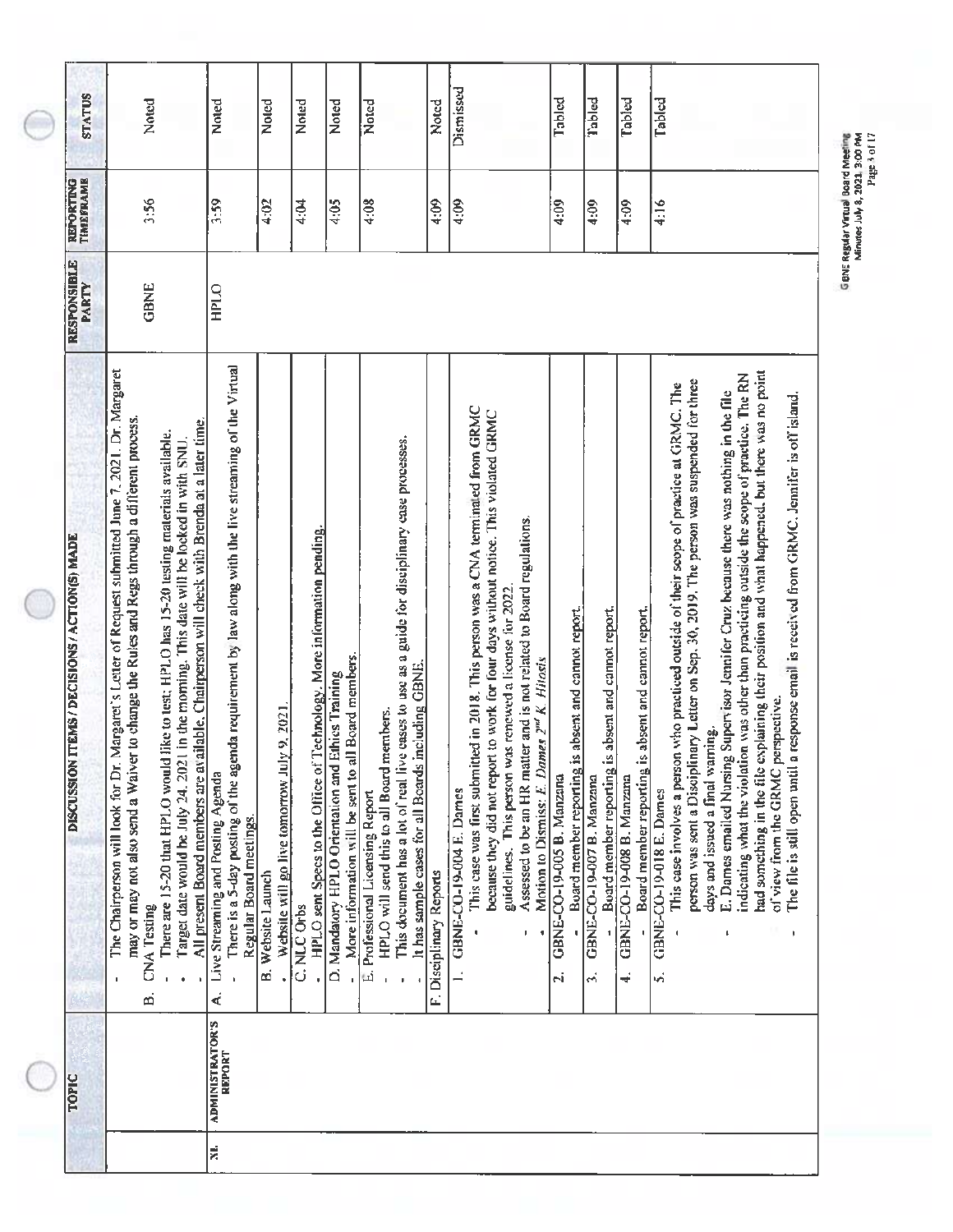| | TOPIC | DISCUSSION ITEMS / DECISIONS / ACTION(S) MADE | RESPONSIBLE PARTY | REPORTING TIMEFRAME | STATUS |
|---|---|---|---|---|---|
| | | - The Chairperson will look for Dr. Margaret's Letter of Request submitted June 7, 2021. Dr. Margaret may or may not also send a Waiver to change the Rules and Regs through a different process.<br>B. CNA Testing<br>- There are 15-20 that HPLO would like to test; HPLO has 15-20 testing materials available.<br>- Target date would be July 24, 2021 in the morning. This date will be locked in with SNU.<br>- All present Board members are available. Chairperson will check with Brenda at a later time. | GBNE | 3:56 | Noted |
| XI. | ADMINISTRATOR'S REPORT | A. Live Streaming and Posting Agenda<br>- There is a 5-day posting of the agenda requirement by law along with the live streaming of the Virtual Regular Board meetings. | HPLO | 3:59 | Noted |
| | | B. Website Launch<br>- Website will go live tomorrow July 9, 2021. | | 4:02 | Noted |
| | | C. NLC Orbs<br>- HPLO sent Specs to the Office of Technology. More information pending. | | 4:04 | Noted |
| | | D. Mandatory HPLO Orientation and Ethics Training<br>- More information will be sent to all Board members. | | 4:05 | Noted |
| | | E. Professional Licensing Report<br>- HPLO will send this to all Board members.<br>- This document has a lot of real live cases to use as a guide for disciplinary case processes.<br>- It has sample cases for all Boards including GBNE. | | 4:08 | Noted |
| | | F. Disciplinary Reports | | 4:09 | Noted |
| | | 1. GBNE-CO-19-004 E. Dames<br>- This case was first submitted in 2018. This person was a CNA terminated from GRMC because they did not report to work for four days without notice. This violated GRMC guidelines. This person was renewed a license for 2022.<br>- Assessed to be an HR matter and is not related to Board regulations.<br>- Motion to Dismiss: *E. Dames 2nd K. Hilosis* | | 4:09 | Dismissed |
| | | 2. GBNE-CO-19-005 B. Manzana<br>- Board member reporting is absent and cannot report. | | 4:09 | Tabled |
| | | 3. GBNE-CO-19-007 B. Manzana<br>- Board member reporting is absent and cannot report. | | 4:09 | Tabled |
| | | 4. GBNE-CO-19-008 B. Manzana<br>- Board member reporting is absent and cannot report. | | 4:09 | Tabled |
| | | 5. GBNE-CO-19-018 E. Dames<br>- This case involves a person who practiced outside of their scope of practice at GRMC. The person was sent a Disciplinary Letter on Sep. 30, 2019. The person was suspended for three days and issued a final warning.<br>- E. Dames emailed Nursing Supervisor Jennifer Cruz because there was nothing in the file indicating what the violation was other than practicing outside the scope of practice. The RN had something in the file explaining their position and what happened, but there was no point of view from the GRMC perspective.<br>- The file is still open until a response email is received from GRMC. Jennifer is off island. | | 4:16 | Tabled |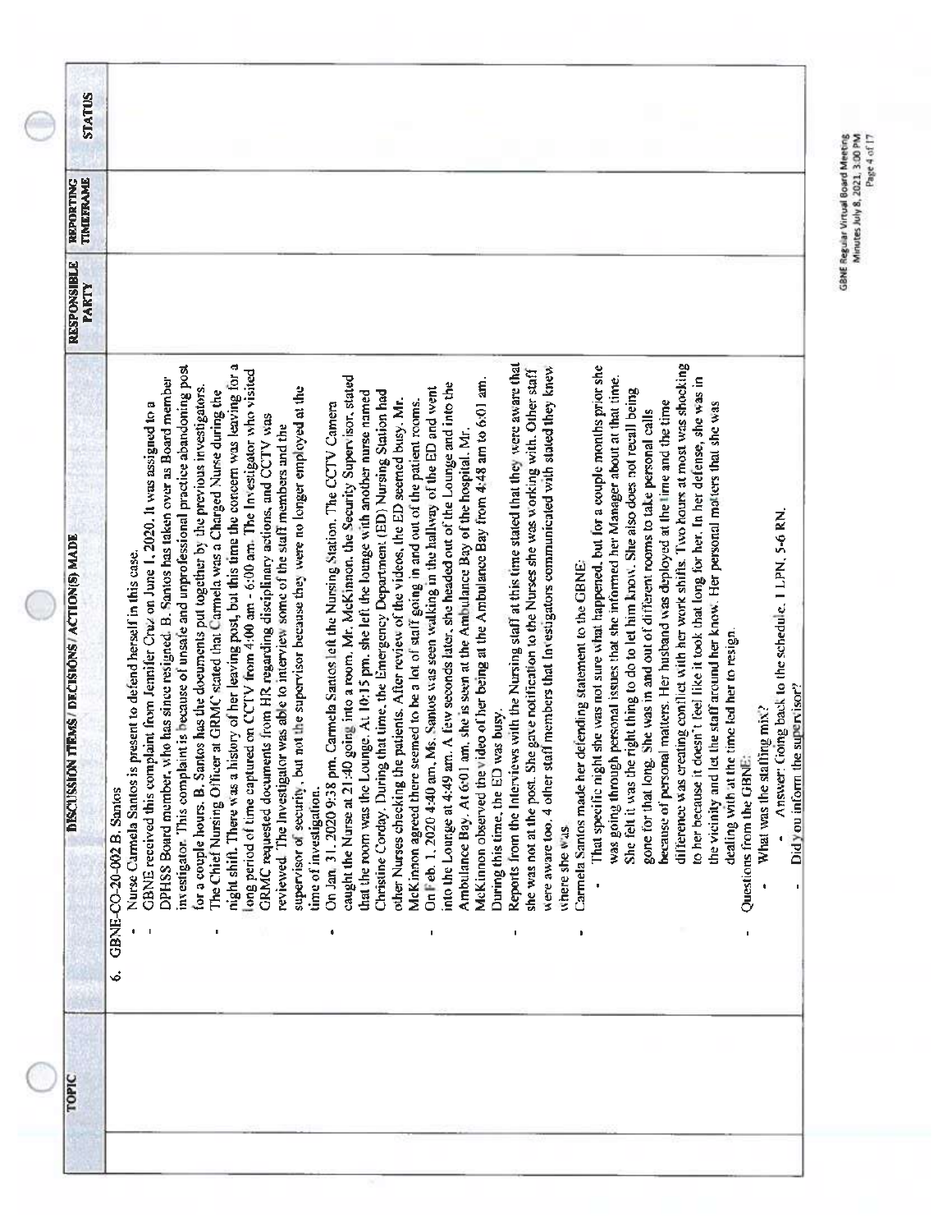| TOPIC | DISCUSSION ITEMS / DECISIONS / ACTION(S) MADE | RESPONSIBLE PARTY | REPORTING TIMEFRAME | STATUS |
|---|---|---|---|---|
| | 6. GBNE-CO-20-002 B. Santos<br>- Nurse Carmela Santos is present to defend herself in this case.<br>- GBNE received this complaint from Jennifer Cruz on June 1, 2020. It was assigned to a DPHSS Board member, who has since resigned. B. Santos has taken over as Board member investigator. This complaint is because of unsafe and unprofessional practice abandoning post for a couple hours. B. Santos has the documents put together by the previous investigators.<br>- The Chief Nursing Officer at GRMC stated that Carmela was a Charged Nurse during the night shift. There was a history of her leaving post, but this time the concern was leaving for a long period of time captured on CCTV from 4:00 am - 6:00 am. The Investigator who visited GRMC requested documents from HR regarding disciplinary actions, and CCTV was reviewed. The Investigator was able to interview some of the staff members and the supervisor of security, but not the supervisor because they were no longer employed at the time of investigation.<br>- On Jan. 31, 2020 9:38 pm, Carmela Santos left the Nursing Station. The CCTV Camera caught the Nurse at 21:40 going into a room. Mr. McKinnon, the Security Supervisor, stated that the room was the Lounge. At 10:15 pm, she left the lounge with another nurse named Christine Corday. During that time, the Emergency Department (ED) Nursing Station had other Nurses checking the patients. After review of the videos, the ED seemed busy. Mr. McKinnon agreed there seemed to be a lot of staff going in and out of the patient rooms.<br>- On Feb. 1, 2020 4:40 am, Ms. Santos was seen walking in the hallway of the ED and went into the Lounge at 4:49 am. A few seconds later, she headed out of the Lounge and into the Ambulance Bay. At 6:01 am, she is seen at the Ambulance Bay of the hospital. Mr. McKinnon observed the video of her being at the Ambulance Bay from 4:48 am to 6:01 am. During this time, the ED was busy.<br>- Reports from the Interviews with the Nursing staff at this time stated that they were aware that she was not at the post. She gave notification to the Nurses she was working with. Other staff were aware too. 4 other staff members that Investigators communicated with stated they knew where she was.<br>- Carmela Santos made her defending statement to the GBNE:<br>&nbsp;&nbsp;- That specific night she was not sure what happened, but for a couple months prior she was going through personal issues that she informed her Manager about at that time. She felt it was the right thing to do to let him know. She also does not recall being gone for that long. She was in and out of different rooms to take personal calls because of personal matters. Her husband was deployed at the time and the time difference was creating conflict with her work shifts. Two hours at most was shocking to her because it doesn't feel like it took that long for her. In her defense, she was in the vicinity and let the staff around her know. Her personal matters that she was dealing with at the time led her to resign.<br>- Questions from the GBNE:<br>&nbsp;&nbsp;- What was the staffing mix?<br>&nbsp;&nbsp;&nbsp;&nbsp;- Answer: Going back to the schedule, 1 LPN, 5-6 RN.<br>&nbsp;&nbsp;- Did you inform the supervisor? | | | |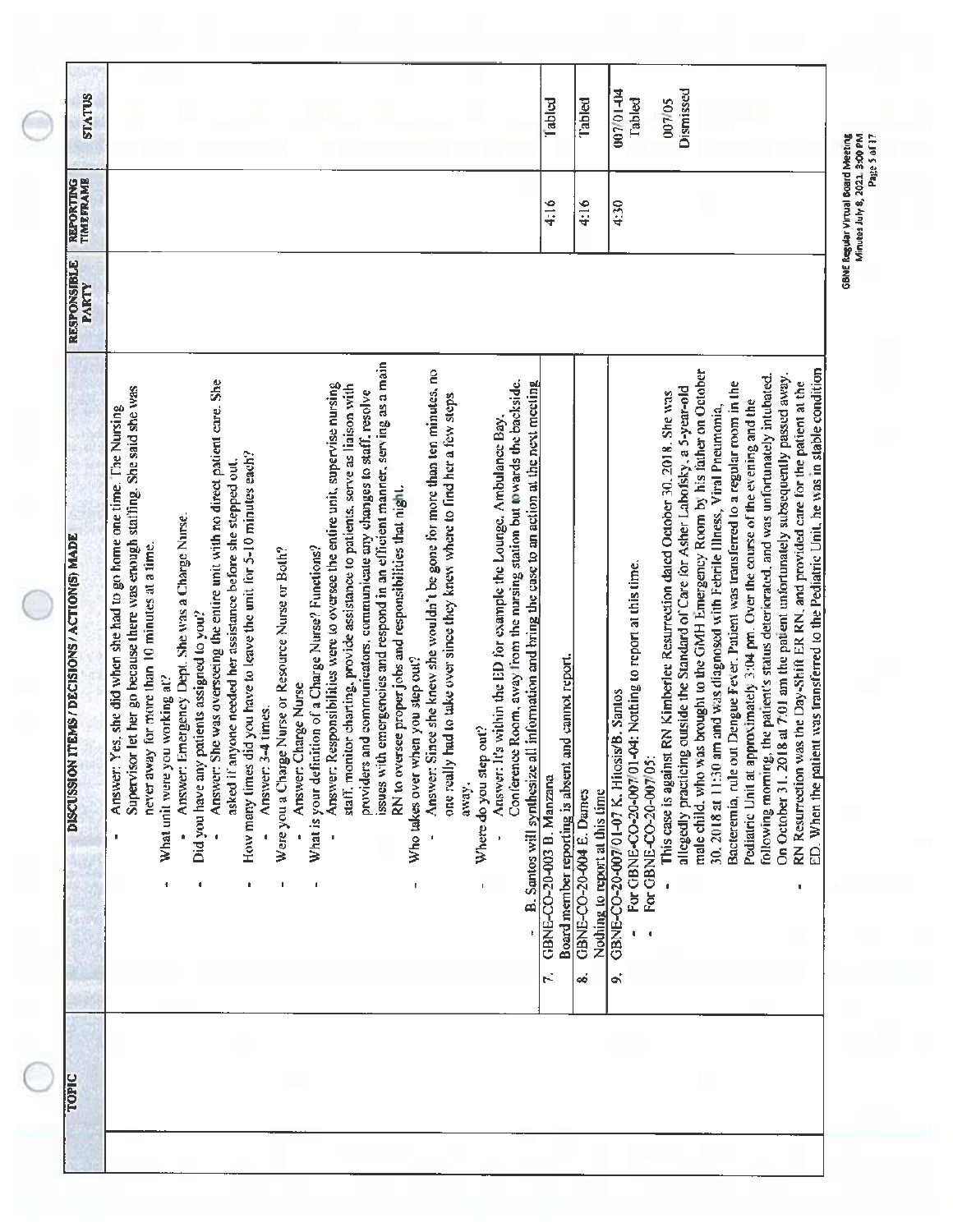| TOPIC | DISCUSSION ITEMS / DECISIONS / ACTION(S) MADE | RESPONSIBLE PARTY | REPORTING TIMEFRAME | STATUS |
|---|---|---|---|---|
| | - Answer: Yes, she did when she had to go home one time. The Nursing Supervisor let her go because there was enough staffing. She said she was never away for more than 10 minutes at a time.<br>- What unit were you working at?<br>  - Answer: Emergency Dept. She was a Charge Nurse.<br>- Did you have any patients assigned to you?<br>  - Answer: She was overseeing the entire unit with no direct patient care. She asked if anyone needed her assistance before she stepped out.<br>- How many times did you have to leave the unit for 5-10 minutes each?<br>  - Answer: 3-4 times.<br>- Were you a Charge Nurse or Resource Nurse or Both?<br>  - Answer: Charge Nurse<br>- What is your definition of a Charge Nurse? Functions?<br>  - Answer: Responsibilities were to oversee the entire unit, supervise nursing staff, monitor charting, provide assistance to patients, serve as liaison with providers and communicators, communicate any changes to staff, resolve issues with emergencies and respond in an efficient manner, serving as a main RN to oversee proper jobs and responsibilities that night.<br>- Who takes over when you step out?<br>  - Answer: Since she knew she wouldn't be gone for more than ten minutes, no one really had to take over since they knew where to find her a few steps away.<br>- Where do you step out?<br>  - Answer: It's within the ED for example the Lounge, Ambulance Bay, Conference Room, away from the nursing station but towards the backside.<br>- B. Santos will synthesize all information and bring the case to an action at the next meeting | | | |
| | 7. GBNE-CO-20-003 B. Manzana<br>Board member reporting is absent and cannot report. | | 4:16 | Tabled |
| | 8. GBNE-CO-20-004 E. Dames<br>Nothing to report at this time | | 4:16 | Tabled |
| | 9. GBNE-CO-20-007/01-07 K. Hilosis/B. Santos<br>- For GBNE-CO-20-007/01-04: Nothing to report at this time.<br>- For GBNE-CO-20-007/05:<br>  - This case is against RN Kimberlee Resurrection dated October 30, 2018. She was allegedly practicing outside the Standard of Care for Asher Labofsky, a 5-year-old male child, who was brought to the GMH Emergency Room by his father on October 30, 2018 at 11:30 am and was diagnosed with Febrile Illness, Viral Pneumonia, Bacteremia, rule out Dengue Fever. Patient was transferred to a regular room in the Pediatric Unit at approximately 3:04 pm. Over the course of the evening and the following morning, the patient's status deteriorated, and was unfortunately intubated. On October 31, 2018 at 7:01 am the patient unfortunately subsequently passed away.<br>  - RN Resurrection was the Day-Shift ER RN, and provided care for the patient at the ED. When the patient was transferred to the Pediatric Unit, he was in stable condition | | 4:30 | 007/01-04<br>Tabled<br><br>007/05<br>Dismissed |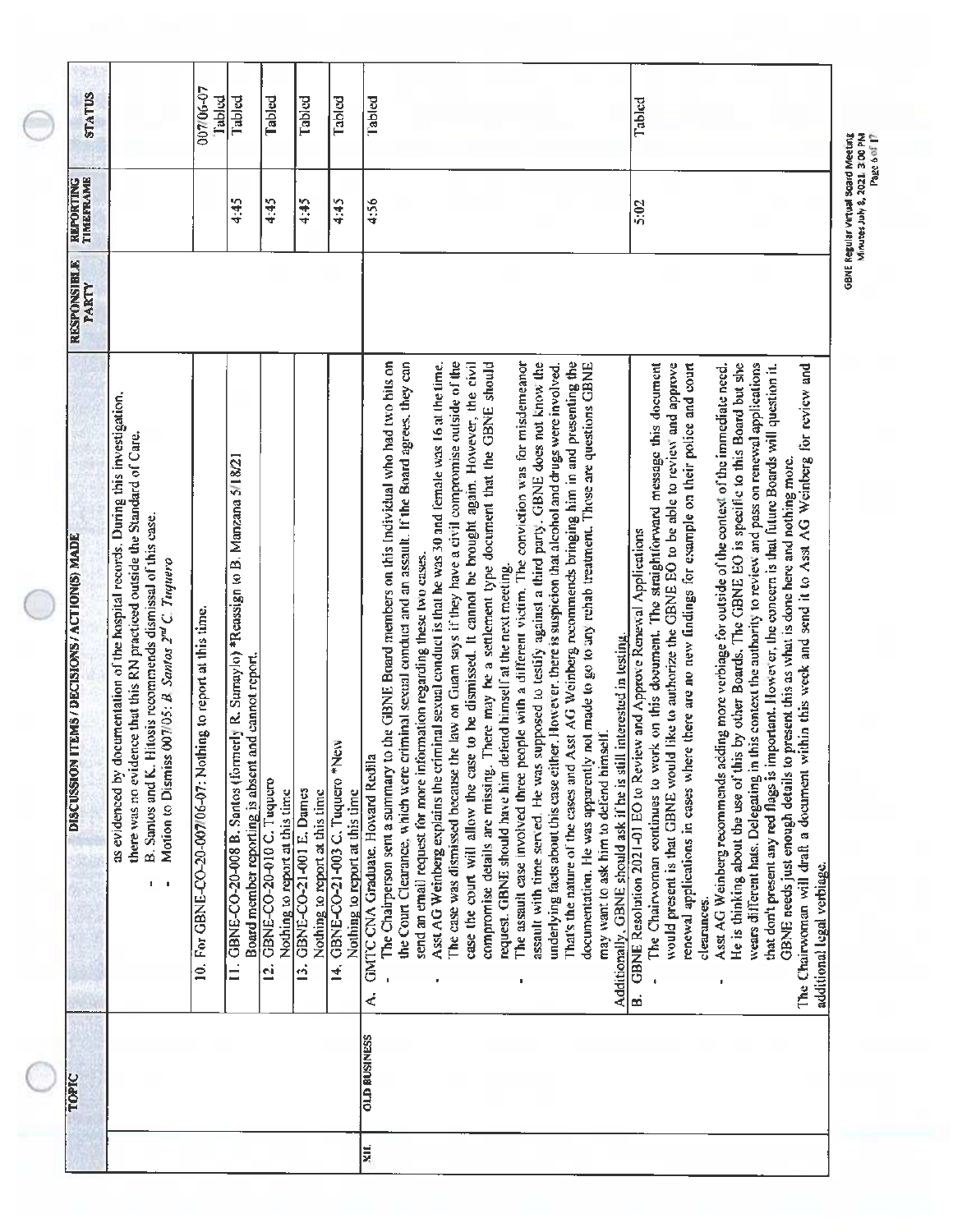| | TOPIC | DISCUSSION ITEMS / DECISIONS / ACTION(S) MADE | RESPONSIBLE PARTY | REPORTING TIMEFRAME | STATUS |
|---|---|---|---|---|---|
| | | as evidenced by documentation of the hospital records. During this investigation, there was no evidence that this RN practiced outside the Standard of Care. <br>- B. Santos and K. Hitosis recommends dismissal of this case. <br>- Motion to Dismiss 007/05: *B. Santos 2nd C. Tuquero* | | | |
| | | 10. For GBNE-CO-20-007/06-07: Nothing to report at this time. | | | 007/06-07 Tabled |
| | | 11. GBNE-CO-20-008 B. Santos (formerly R. Sunga(o) *Reassign to B. Manzana 5/18/21 <br>Board member reporting is absent and cannot report. | | 4:45 | Tabled |
| | | 12. GBNE-CO-20-010 C. Tuquero <br>Nothing to report at this time | | 4:45 | Tabled |
| | | 13. GBNE-CO-21-001 E. Dames <br>Nothing to report at this time | | 4:45 | Tabled |
| | | 14. GBNE-CO-21-003 C. Tuquero *New <br>Nothing to report at this time | | 4:45 | Tabled |
| XII. | OLD BUSINESS | A. GMTC CNA Graduate, Howard Redila <br>- The Chairperson sent a summary to the GBNE Board members on this individual who had two hits on the Court Clearance, which were criminal sexual conduct and an assault. If the Board agrees, they can send an email request for more information regarding these two cases. <br>- Asst AG Weinberg explains the criminal sexual conduct is that he was 30 and female was 16 at the time. The case was dismissed because the law on Guam says if they have a civil compromise outside of the case the court will allow the case to be dismissed. It cannot be brought again. However, the civil compromise details are missing. There may be a settlement type document that the GBNE should request. GBNE should have him defend himself at the next meeting. <br>- The assault case involved three people with a different victim. The conviction was for misdemeanor assault with time served. He was supposed to testify against a third party. GBNE does not know the underlying facts about this case either. However, there is suspicion that alcohol and drugs were involved. That's the nature of the cases and Asst AG Weinberg recommends bringing him in and presenting the documentation. He was apparently not made to go to any rehab treatment. Those are questions GBNE may want to ask him to defend himself. <br>Additionally, GBNE should ask if he is still interested in testing. | | 4:56 | Tabled |
| | | B. GBNE Resolution 2021-01 EO to Review and Approve Renewal Applications <br>- The Chairwoman continues to work on this document. The straightforward message this document would present is that GBNE would like to authorize the GBNE EO to be able to review and approve renewal applications in cases where there are no new findings for example on their police and court clearances. <br>- Asst AG Weinberg recommends adding more verbiage for outside of the context of the immediate need. He is thinking about the use of this by other Boards. The GBNE EO is specific to this Board but she wears different hats. Delegating in this context the authority to review and pass on renewal applications that don't present any red flags is important. However, the concern is that future Boards will question it. GBNE needs just enough details to present this as what is done here and nothing more. <br>The Chairwoman will draft a document within this week and send it to Asst AG Weinberg for review and additional legal verbiage. | | 5:02 | Tabled |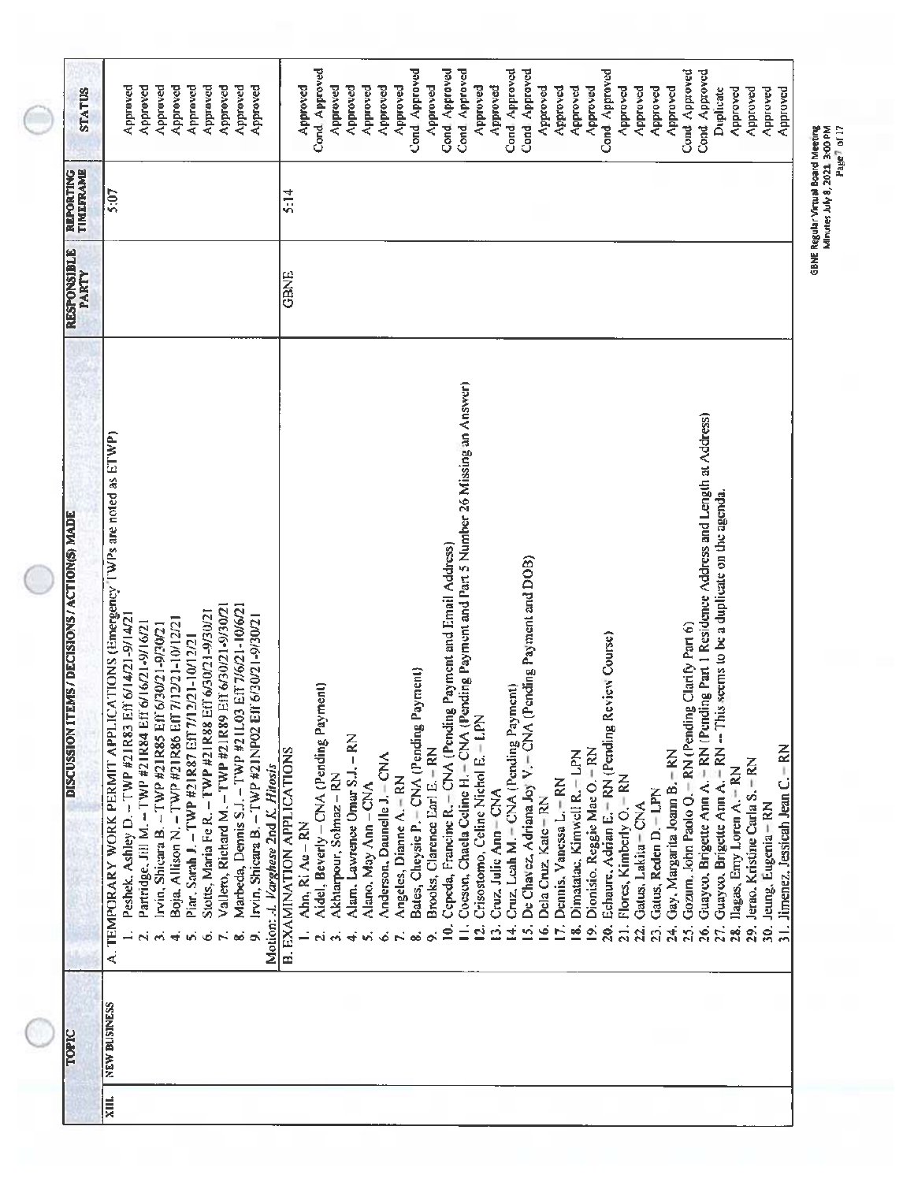| | TOPIC | DISCUSSION ITEMS / DECISIONS / ACTION(S) MADE | RESPONSIBLE PARTY | REPORTING TIMEFRAME | STATUS |
|---|---|---|---|---|---|
| XIII. | NEW BUSINESS | A. TEMPORARY WORK PERMIT APPLICATIONS (Emergency TWPs are noted as ETWP) | | 5:07 | |
| | | 1. Peshek, Ashley D. – TWP #21R83 Eff 6/14/21-9/14/21 | | | Approved |
| | | 2. Partridge, Jill M. – TWP #21R84 Eff 6/16/21-9/16/21 | | | Approved |
| | | 3. Irvin, Shicara B. – TWP #21R85 Eff 6/30/21-9/30/21 | | | Approved |
| | | 4. Boja, Allison N. – TWP #21R86 Eff 7/12/21-10/12/21 | | | Approved |
| | | 5. Piar, Sarah J. – TWP #21R87 Eff 7/12/21-10/12/21 | | | Approved |
| | | 6. Stotts, Maria Fe R. – TWP #21R88 Eff 6/30/21-9/30/21 | | | Approved |
| | | 7. Vallero, Richard M. – TWP #21R89 Eff 6/30/21-9/30/21 | | | Approved |
| | | 8. Marbeda, Dennis S.J. – TWP #21L03 Eff 7/6/21-10/6/21 | | | Approved |
| | | 9. Irvin, Shicara B. – TWP #21NP02 Eff 6/30/21-9/30/21 | | | Approved |
| | | Motion: *A. Varghese* 2nd *K. Hitosis* | | | |
| | | B. EXAMINATION APPLICATIONS | GBNE | 5:14 | |
| | | 1. Ahn, Ri Ae – RN | | | Approved |
| | | 2. Aidel, Beverly – CNA (Pending Payment) | | | Cond Approved |
| | | 3. Akhtarpour, Solmaz – RN | | | Approved |
| | | 4. Alano, Lawrence Omar S.J. – RN | | | Approved |
| | | 5. Alano, May Ann – CNA | | | Approved |
| | | 6. Anderson, Daunelle J. – CNA | | | Approved |
| | | 7. Angeles, Dianne A. – RN | | | Approved |
| | | 8. Bates, Cheysie P. – CNA (Pending Payment) | | | Cond Approved |
| | | 9. Brooks, Clarence Earl E. – RN | | | Approved |
| | | 10. Cepeda, Francine R. – CNA (Pending Payment and Email Address) | | | Cond Approved |
| | | 11. Coeson, Chaela Celine H. – CNA (Pending Payment and Part 5 Number 26 Missing an Answer) | | | Cond Approved |
| | | 12. Crisostomo, Celine Nichol E. – LPN | | | Approved |
| | | 13. Cruz, Julie Ann – CNA | | | Approved |
| | | 14. Cruz, Leah M. – CNA (Pending Payment) | | | Cond Approved |
| | | 15. De Chavez, Adriana Joy V. – CNA (Pending Payment and DOB) | | | Cond Approved |
| | | 16. Dela Cruz, Kate – RN | | | Approved |
| | | 17. Dennis, Vanessa L. – RN | | | Approved |
| | | 18. Dimatatac, Kimwell R. – LPN | | | Approved |
| | | 19. Dionisio, Reggie Mae O. – RN | | | Approved |
| | | 20. Echaure, Adrian E. – RN (Pending Review Course) | | | Cond Approved |
| | | 21. Flores, Kimberly O. – RN | | | Approved |
| | | 22. Gatus, Lakiia – CNA | | | Approved |
| | | 23. Gatus, Reden D. – LPN | | | Approved |
| | | 24. Gay, Margarita Joann B. – RN | | | Approved |
| | | 25. Gozum, John Paolo Q. – RN (Pending Clarify Part 6) | | | Cond Approved |
| | | 26. Guayco, Brigette Ann A. – RN (Pending Part 1 Residence Address and Length at Address) | | | Cond Approved |
| | | 27. Guayco, Brigette Ann A. – RN -- This seems to be a duplicate on the agenda. | | | Duplicate |
| | | 28. Ilagas, Emy Loren A. – RN | | | Approved |
| | | 29. Jerao, Kristine Carla S. – RN | | | Approved |
| | | 30. Jeung, Eugenia – RN | | | Approved |
| | | 31. Jimenez, Jessicah Jean C. – RN | | | Approved |

GBNE Regular Virtual Board Meeting
Minutes July 8, 2021 3:00 PM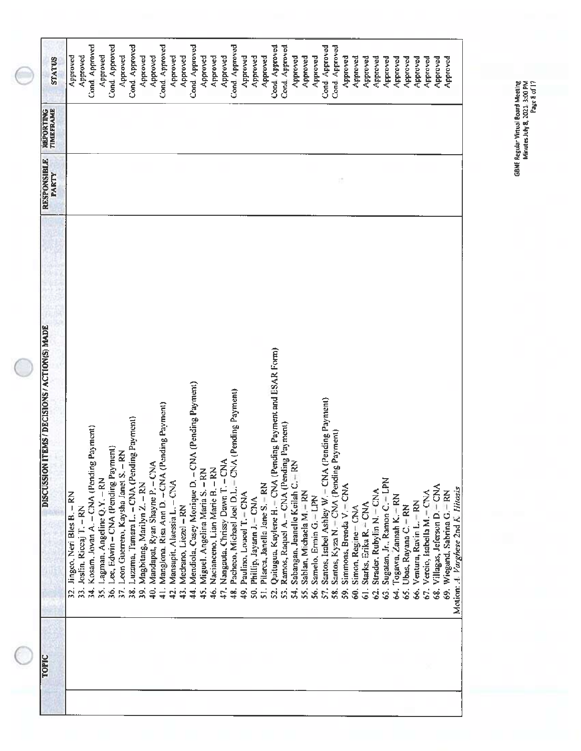| TOPIC | DISCUSSION ITEMS / DECISIONS / ACTION(S) MADE | RESPONSIBLE PARTY | REPORTING TIMEFRAME | STATUS |
|---|---|---|---|---|
| | 32. Jingco, Neri Bles B. – RN | | | Approved |
| | 33. Joslin, Riccaj T. – RN | | | Approved |
| | 34. Kosam, Jovan A. – CNA (Pending Payment) | | | Cond. Approved |
| | 35. Lagman, Angeline Q.Y. – RN | | | Approved |
| | 36. Lee, Edwin – CNA (Pending Payment) | | | Cond. Approved |
| | 37. Leon Guerrero, Kaysha Janet S. – RN | | | Approved |
| | 38. Luzama, Tamara L. – CNA (Pending Payment) | | | Cond. Approved |
| | 39. Magbitang, Marilyn Z. – RN | | | Approved |
| | 40. Mandapat, Ryan Shayne P. – CNA | | | Approved |
| | 41. Manglona, Risa Ann D. – CNA (Pending Payment) | | | Cond. Approved |
| | 42. Mansapit, Alaessia L. – CNA | | | Approved |
| | 43. Medrano, Liezel – RN | | | Approved |
| | 44. Mendiola, Casey Monique D. – CNA (Pending Payment) | | | Cond. Approved |
| | 45. Miguel, Angelina Maria S. – RN | | | Approved |
| | 46. Nacianceno, Lian Marie B. – RN | | | Approved |
| | 47. Nangauta, Chrissy Dawn T. – CNA | | | Approved |
| | 48. Pacheco, Michael Joel D.L. – CNA (Pending Payment) | | | Cond. Approved |
| | 49. Paulino, Loucel T. – CNA | | | Approved |
| | 50. Phillip, Jayann J. – CNA | | | Approved |
| | 51. Pilarca, Janella Jane S. – RN | | | Approved |
| | 52. Quitugua, Kaylene H. – CNA (Pending Payment and ESAR Form) | | | Cond. Approved |
| | 53. Ramos, Raquel A. – CNA (Pending Payment) | | | Cond. Approved |
| | 54. Sabangan, Jeanelle Keilah C. – RN | | | Approved |
| | 55. Sablan, Michaela M. – RN | | | Approved |
| | 56. Samelo, Ermin G. – LPN | | | Approved |
| | 57. Santos, Isabel Ashley W. – CNA (Pending Payment) | | | Cond. Approved |
| | 58. Santos, Kyza N. – CNA (Pending Payment) | | | Cond. Approved |
| | 59. Simmons, Brenda V. – CNA | | | Approved |
| | 60. Simon, Regine – CNA | | | Approved |
| | 61. Starks, Erika R. – CNA | | | Approved |
| | 62. Strader, Rubylin N. – CNA | | | Approved |
| | 63. Sugatan, Jr., Ramon C. – LPN | | | Approved |
| | 64. Togawa, Zannah K. – RN | | | Approved |
| | 65. Ubas, Rayana C. – RN | | | Approved |
| | 66. Ventura, Ravin L. – RN | | | Approved |
| | 67. Vercio, Isabella M. – CNA | | | Approved |
| | 68. Villagas, Jeferson D. – CNA | | | Approved |
| | 69. Wiegand, Sabrina G. – RN | | | Approved |
| | Motion: *A. Varghese* 2nd *K. Hilosis* | | | |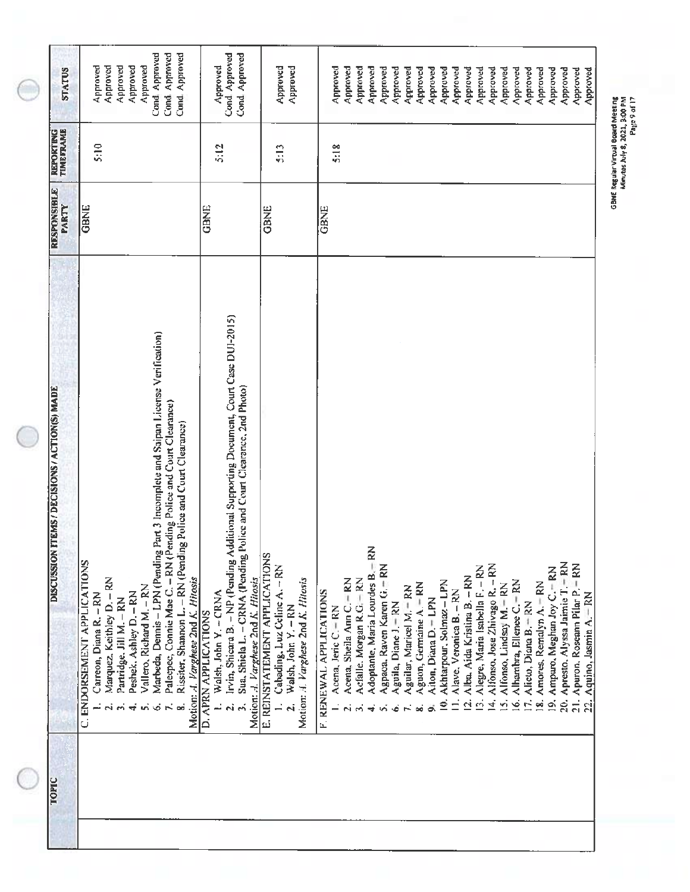| TOPIC | DISCUSSION ITEMS / DECISIONS / ACTION(S) MADE | RESPONSIBLE PARTY | REPORTING TIMEFRAME | STATUS |
|---|---|---|---|---|
| | C. ENDORSEMENT APPLICATIONS | GBNE | 5:10 | |
| | 1. Carreon, Diana R. – RN | | | Approved |
| | 2. Marquez, Keithley D. – RN | | | Approved |
| | 3. Partridge, Jill M. – RN | | | Approved |
| | 4. Peshek, Ashley D. – RN | | | Approved |
| | 5. Vallero, Richard M. – RN | | | Approved |
| | 6. Marbeda, Dennis – LPN (Pending Part 3 Incomplete and Saipan License Verification) | | | Cond Approved |
| | 7. Paleopec, Connie Mae C. – RN (Pending Police and Court Clearance) | | | Cond Approved |
| | 8. Rissiter, Shannon L. – RN (Pending Police and Court Clearance) | | | Cond Approved |
| | Motion: *A. Varghese* 2nd *K. Hitosis* | | | |
| | D. APRN APPLICATIONS | GBNE | 5:12 | |
| | 1. Walsh, John Y. – CRNA | | | Approved |
| | 2. Irvin, Shicara B. – NP (Pending Additional Supporting Document, Court Case DUI-2015) | | | Cond Approved |
| | 3. Sua, Shiela L. – CRNA (Pending Police and Court Clearance, 2nd Photo) | | | Cond Approved |
| | Motion: *A. Varghese* 2nd *K. Hitosis* | | | |
| | E. REINSTATEMENT APPLICATIONS | GBNE | 5:13 | |
| | 1. Cabading, Luz Celine A. – RN | | | Approved |
| | 2. Walsh, John Y. – RN | | | Approved |
| | Motion: *A. Varghese* 2nd *K. Hitosis* | | | |
| | F. RENEWAL APPLICATIONS | GBNE | 5:18 | |
| | 1. Acena, Jeric C. – RN | | | Approved |
| | 2. Acena, Sheila Ann C. – RN | | | Approved |
| | 3. Acfalle, Morgan R.G. – RN | | | Approved |
| | 4. Adoptante, Maria Lourdes B. – RN | | | Approved |
| | 5. Agpaoa, Raven Karen G. – RN | | | Approved |
| | 6. Aguila, Diane J. – RN | | | Approved |
| | 7. Aguilar, Maricel M. – RN | | | Approved |
| | 8. Aguon, Germaine A. – RN | | | Approved |
| | 9. Aiton, Diana D. – LPN | | | Approved |
| | 10. Akhtarpour, Solmaz – LPN | | | Approved |
| | 11. Alave, Veronica B. – RN | | | Approved |
| | 12. Alba, Aida Kristina B. – RN | | | Approved |
| | 13. Alegre, Maria Isabella F. – RN | | | Approved |
| | 14. Alfonso, Jose Zhivago R. – RN | | | Approved |
| | 15. Alfonso, Lindsay M. – RN | | | Approved |
| | 16. Alhambra, Ellenee C. – RN | | | Approved |
| | 17. Alicto, Diana B. – RN | | | Approved |
| | 18. Amores, Remalyn A. – RN | | | Approved |
| | 19. Amparo, Meghan Joy C. – RN | | | Approved |
| | 20. Apresto, Alyssa Jaimie T. – RN | | | Approved |
| | 21. Apuron, Roseann Pilar P. – RN | | | Approved |
| | 22. Aquino, Jasmin A. – RN | | | Approved |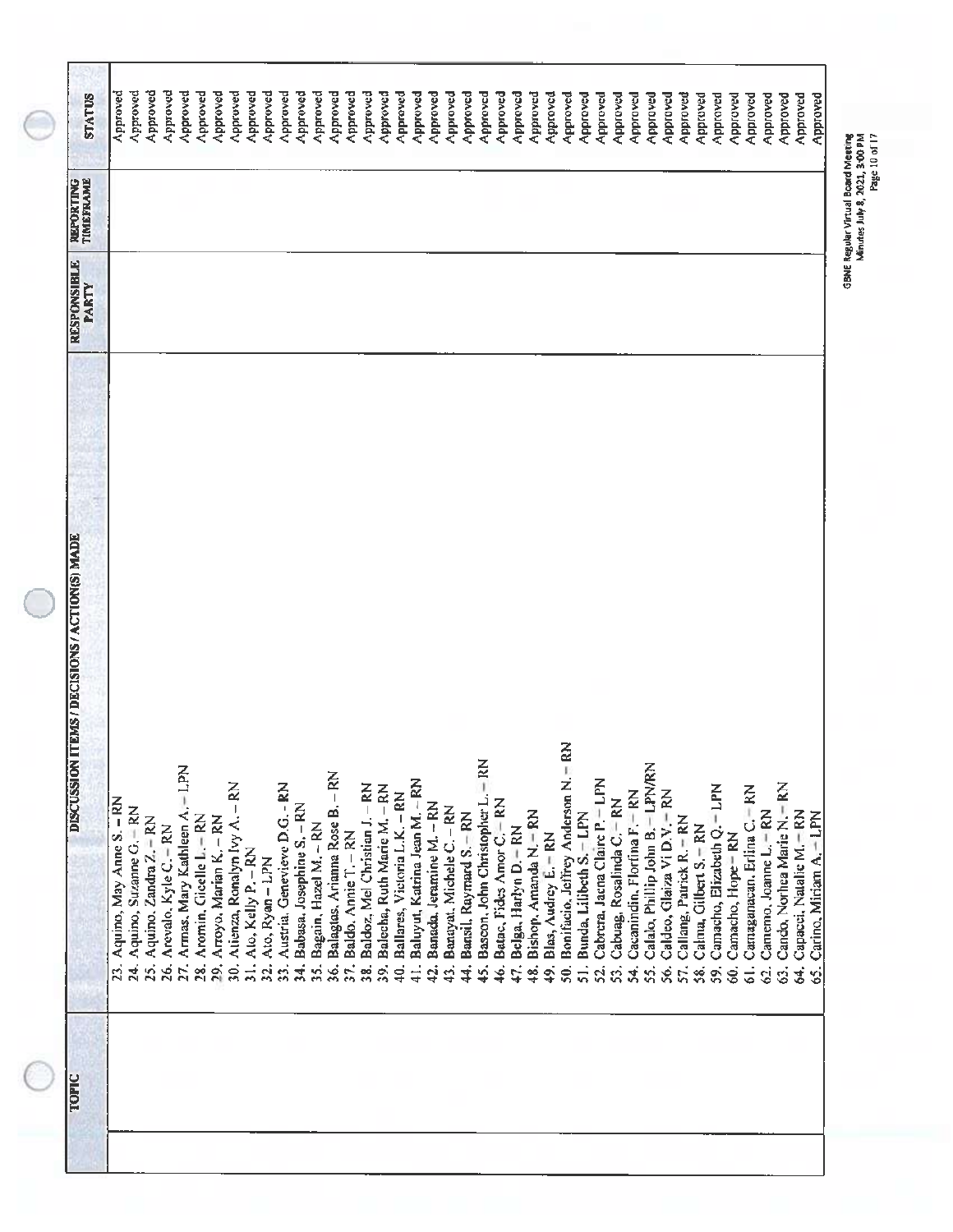| TOPIC | DISCUSSION ITEMS / DECISIONS / ACTION(S) MADE | RESPONSIBLE PARTY | REPORTING TIMEFRAME | STATUS |
|---|---|---|---|---|
| | 23. Aquino, May Anne S. – RN | | | Approved |
| | 24. Aquino, Suzanne G. – RN | | | Approved |
| | 25. Aquino, Zandra Z. – RN | | | Approved |
| | 26. Arevalo, Kyle C. – RN | | | Approved |
| | 27. Armas, Mary Kathleen A. – LPN | | | Approved |
| | 28. Aromin, Gicelle L. – RN | | | Approved |
| | 29. Arroyo, Marian K. – RN | | | Approved |
| | 30. Atienza, Ronalyn Ivy A. – RN | | | Approved |
| | 31. Ato, Kelly P. – RN | | | Approved |
| | 32. Ato, Ryan – LPN | | | Approved |
| | 33. Austria, Genevieve D.G. – RN | | | Approved |
| | 34. Babasa, Josephine S. – RN | | | Approved |
| | 35. Bagain, Hazel M. – RN | | | Approved |
| | 36. Balagtas, Arianna Rose B. – RN | | | Approved |
| | 37. Baldo, Annie T. – RN | | | Approved |
| | 38. Baldoz, Mel Christian J. – RN | | | Approved |
| | 39. Balecha, Ruth Marie M. – RN | | | Approved |
| | 40. Ballares, Victoria L.K. – RN | | | Approved |
| | 41. Baluyut, Katrina Jean M. – RN | | | Approved |
| | 42. Banada, Jeramine M. – RN | | | Approved |
| | 43. Banayat, Michele C. – RN | | | Approved |
| | 44. Bansil, Raymard S. – RN | | | Approved |
| | 45. Bascon, John Christopher L. – RN | | | Approved |
| | 46. Batac, Fides Amor C. – RN | | | Approved |
| | 47. Belga, Harlyn D. – RN | | | Approved |
| | 48. Bishop, Amanda N. – RN | | | Approved |
| | 49. Blas, Audrey E. – RN | | | Approved |
| | 50. Bonifacio, Jeffrey Anderson N. – RN | | | Approved |
| | 51. Bunda, Lilibeth S. – LPN | | | Approved |
| | 52. Cabrera, Jaena Claire P. – LPN | | | Approved |
| | 53. Cabuag, Rosalinda C. – RN | | | Approved |
| | 54. Cacanindin, Florfina F. – RN | | | Approved |
| | 55. Calalo, Phillip John B. – LPN/RN | | | Approved |
| | 56. Caldeo, Glaiza Vi D.V. – RN | | | Approved |
| | 57. Callang, Patrick R. – RN | | | Approved |
| | 58. Calma, Gilbert S. – RN | | | Approved |
| | 59. Camacho, Elizabeth Q. – LPN | | | Approved |
| | 60. Camacho, Hope – RN | | | Approved |
| | 61. Camaganacan, Erlina C. – RN | | | Approved |
| | 62. Camemo, Joanne L. – RN | | | Approved |
| | 63. Cando, Norhea Marie N. – RN | | | Approved |
| | 64. Capacci, Natalie M. – RN | | | Approved |
| | 65. Carino, Miriam A. – LPN | | | Approved |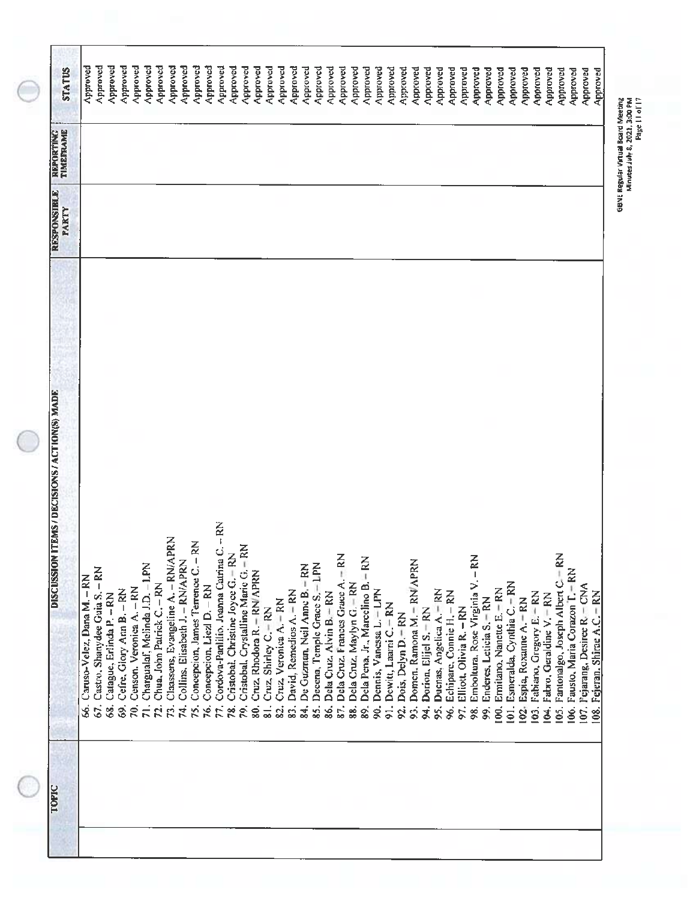| TOPIC | DISCUSSION ITEMS / DECISIONS / ACTION(S) MADE | RESPONSIBLE PARTY | REPORTING TIMEFRAME | STATUS |
|---|---|---|---|---|
| | 66. Caruso-Velez, Dana M. – RN | | | Approved |
| | 67. Castro, Sharydee Guia S. – RN | | | Approved |
| | 68. Catague, Erlinda P. – RN | | | Approved |
| | 69. Cefre, Glory Ann B. – RN | | | Approved |
| | 70. Censon, Veronica A. – RN | | | Approved |
| | 71. Chargualaf, Melinda J.D. – LPN | | | Approved |
| | 72. Chua, John Patrick C. – RN | | | Approved |
| | 73. Claassens, Evangeline A. – RN/APRN | | | Approved |
| | 74. Collins, Elisabeth J. – RN/APRN | | | Approved |
| | 75. Concepcion, James Terrence C. – RN | | | Approved |
| | 76. Concepcion, Liezl D. – RN | | | Approved |
| | 77. Cordova-Panlilio, Joanna Catrina C. – RN | | | Approved |
| | 78. Cristobal, Christine Joyce G. – RN | | | Approved |
| | 79. Cristobal, Crystalline Marie G. – RN | | | Approved |
| | 80. Cruz, Rhodora R. – RN/APRN | | | Approved |
| | 81. Cruz, Shirley C. – RN | | | Approved |
| | 82. Cruz, Veronica A. – RN | | | Approved |
| | 83. David, Remedios A. – RN | | | Approved |
| | 84. De Guzman, Neil Anne B. – RN | | | Approved |
| | 85. Decena, Temple Grace S. – LPN | | | Approved |
| | 86. Dela Cruz, Alvin B. – RN | | | Approved |
| | 87. Dela Cruz, Frances Grace A. – RN | | | Approved |
| | 88. Dela Cruz, Maylyn G. – RN | | | Approved |
| | 89. Dela Pena, Jr., Marcelino B. – RN | | | Approved |
| | 90. Dennis, Vanessa L. – LPN | | | Approved |
| | 91. Dewitt, Laarni C. – RN | | | Approved |
| | 92. Dois, Delyn D. – RN | | | Approved |
| | 93. Domen, Ramona M. – RN/APRN | | | Approved |
| | 94. Dorion, Elijel S. – RN | | | Approved |
| | 95. Duenas, Angelica A. – RN | | | Approved |
| | 96. Echipare, Connie H. – RN | | | Approved |
| | 97. Elliott, Olivia R. – RN | | | Approved |
| | 98. Emboltura, Rose Virginia V. – RN | | | Approved |
| | 99. Enderes, Leticia S. – RN | | | Approved |
| | 100. Ermitano, Nanette E. – RN | | | Approved |
| | 101. Esmeralda, Cynthia C. – RN | | | Approved |
| | 102. Espia, Roxanne A. – RN | | | Approved |
| | 103. Fabiano, Gregory E. – RN | | | Approved |
| | 104. Fabro, Geraldine V. – RN | | | Approved |
| | 105. Fantonalgo, Joseph Albert C. – RN | | | Approved |
| | 106. Fausto, Maria Corazon T. – RN | | | Approved |
| | 107. Fejarang, Desiree R. – CNA | | | Approved |
| | 108. Fejeran, Shirae A.C. – RN | | | Approved |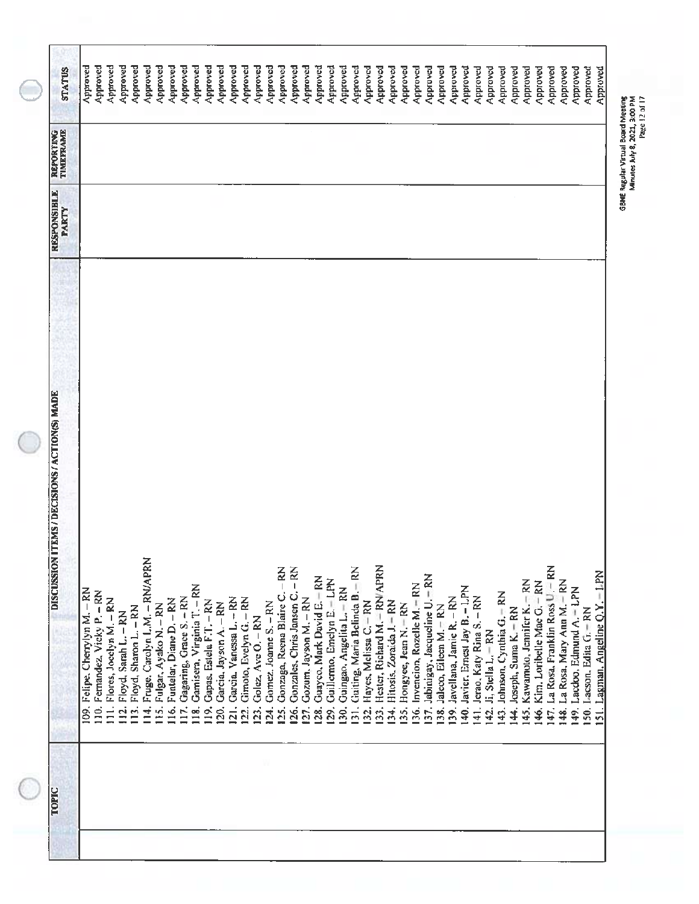| TOPIC | DISCUSSION ITEMS / DECISIONS / ACTION(S) MADE | RESPONSIBLE PARTY | REPORTING TIMEFRAME | STATUS |
|---|---|---|---|---|
| | 109. Felipe, Cherrylyn M. – RN | | | Approved |
| | 110. Fernandez, Vicky P. – RN | | | Approved |
| | 111. Flores, Jocelyn M. – RN | | | Approved |
| | 112. Floyd, Sarah L. – RN | | | Approved |
| | 113. Floyd, Sharon L. – RN | | | Approved |
| | 114. Fruge, Carolyn L.M. – RN/APRN | | | Approved |
| | 115. Fulgar, Ayako N. – RN | | | Approved |
| | 116. Funtelar, Diane D. – RN | | | Approved |
| | 117. Gagaring, Grace S. – RN | | | Approved |
| | 118. Gamisera, Virginia T. – RN | | | Approved |
| | 119. Gapas, Estela F.T. – RN | | | Approved |
| | 120. Garcia, Jayson A. – RN | | | Approved |
| | 121. Garcia, Vanessa L. – RN | | | Approved |
| | 122. Gimoto, Evelyn G. – RN | | | Approved |
| | 123. Golez, Ave O. – RN | | | Approved |
| | 124. Gomez, Joanne S. – RN | | | Approved |
| | 125. Gonzaga, Reena Blaire C. – RN | | | Approved |
| | 126. Gonzales, Chris Jansen C. – RN | | | Approved |
| | 127. Gozum, Jayson M. – RN | | | Approved |
| | 128. Guayco, Mark David E. – RN | | | Approved |
| | 129. Guillermo, Emelyn E. – LPN | | | Approved |
| | 130. Guingao, Angelita L. – RN | | | Approved |
| | 131. Guiting, Maria Belinda B. – RN | | | Approved |
| | 132. Hayes, Melissa C. – RN | | | Approved |
| | 133. Hester, Richard M. – RN/APRN | | | Approved |
| | 134. Hitosis, Zoraida J. – RN | | | Approved |
| | 135. Hongyee, Jean N. – RN | | | Approved |
| | 136. Invencion, Rozelle M. – RN | | | Approved |
| | 137. Jabinigay, Jacqueline U. – RN | | | Approved |
| | 138. Jalcco, Eileen M. – RN | | | Approved |
| | 139. Javellana, Jamie R. – RN | | | Approved |
| | 140. Javier, Ernest Jay B. – LPN | | | Approved |
| | 141. Jerao, Katy Rina S. – RN | | | Approved |
| | 142. Ji, Stella L. – RN | | | Approved |
| | 143. Johnson, Cynthia G. – RN | | | Approved |
| | 144. Joseph, Suma K. – RN | | | Approved |
| | 145. Kawamoto, Jennifer K. – RN | | | Approved |
| | 146. Kim, Loribelle Mae G. – RN | | | Approved |
| | 147. La Rosa, Franklin Ross U. – RN | | | Approved |
| | 148. La Rosa, Mary Ann M. – RN | | | Approved |
| | 149. Lacdoo, Edmund A. – LPN | | | Approved |
| | 150. Lacson, Edita G. – RN | | | Approved |
| | 151. Lagman, Angeline Q.Y. – LPN | | | Approved |

GBME Regular Virtual Board Meeting
Minutes July 8, 2021, 3:00 PM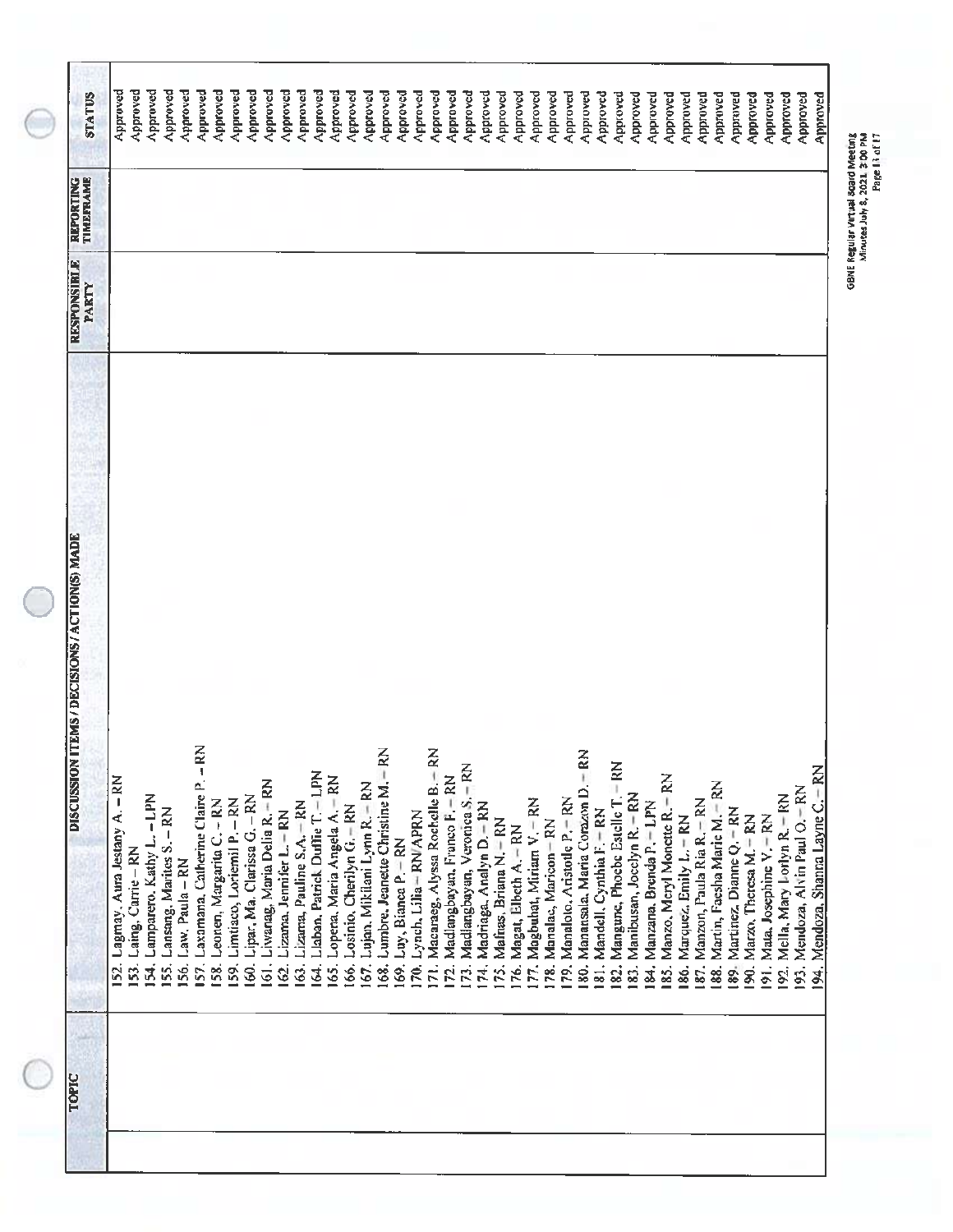| TOPIC | DISCUSSION ITEMS / DECISIONS / ACTION(S) MADE | RESPONSIBLE PARTY | REPORTING TIMEFRAME | STATUS |
|---|---|---|---|---|
| | 152. Lagmay, Aura Jestany A. – RN | | | Approved |
| | 153. Laing, Carrie – RN | | | Approved |
| | 154. Lamparero, Kathy L. – LPN | | | Approved |
| | 155. Lansang, Marites S. – RN | | | Approved |
| | 156. Law, Paula – RN | | | Approved |
| | 157. Laxamana, Catherine Claire P. – RN | | | Approved |
| | 158. Leonen, Margarita C. – RN | | | Approved |
| | 159. Limtiaco, Loriemil P. – RN | | | Approved |
| | 160. Lipar, Ma. Clarissa G. – RN | | | Approved |
| | 161. Liwanag, Maria Delia R. – RN | | | Approved |
| | 162. Lizama, Jennifer L. – RN | | | Approved |
| | 163. Lizama, Pauline S.A. – RN | | | Approved |
| | 164. Llaban, Patrick Duffie T. – LPN | | | Approved |
| | 165. Lopena, Maria Angela A. – RN | | | Approved |
| | 166. Losinio, Cherilyn G. – RN | | | Approved |
| | 167. Lujan, Mikilani Lynn R. – RN | | | Approved |
| | 168. Lumbre, Jeanette Christine M. – RN | | | Approved |
| | 169. Luy, Bianca P. – RN | | | Approved |
| | 170. Lynch, Lilia – RN/APRN | | | Approved |
| | 171. Macaraeg, Alyssa Rochelle B. – RN | | | Approved |
| | 172. Madlangbayan, Franco F. – RN | | | Approved |
| | 173. Madlangbayan, Veronica S. – RN | | | Approved |
| | 174. Madriaga, Analyn D. – RN | | | Approved |
| | 175. Mafnas, Briana N. – RN | | | Approved |
| | 176. Magat, Elbeth A. – RN | | | Approved |
| | 177. Magbuhat, Miriam V. – RN | | | Approved |
| | 178. Manalac, Maricon – RN | | | Approved |
| | 179. Manaloto, Aristotle P. – RN | | | Approved |
| | 180. Manansala, Maria Corazon D. – RN | | | Approved |
| | 181. Mandell, Cynthia F. – RN | | | Approved |
| | 182. Mangune, Phoebe Estelle T. – RN | | | Approved |
| | 183. Manibusan, Jocelyn R. – RN | | | Approved |
| | 184. Manzana, Brenda P. – LPN | | | Approved |
| | 185. Manzo, Meryl Monette R. – RN | | | Approved |
| | 186. Marquez, Emily L. – RN | | | Approved |
| | 187. Manzon, Paula Ria R. – RN | | | Approved |
| | 188. Martin, Faesha Marie M. – RN | | | Approved |
| | 189. Martinez, Dianne Q. – RN | | | Approved |
| | 190. Marzo, Theresa M. – RN | | | Approved |
| | 191. Mata, Josephine V. – RN | | | Approved |
| | 192. Mella, Mary Lorlyn R. – RN | | | Approved |
| | 193. Mendoza, Alvin Paul O. – RN | | | Approved |
| | 194. Mendoza, Shanna Layne C. – RN | | | Approved |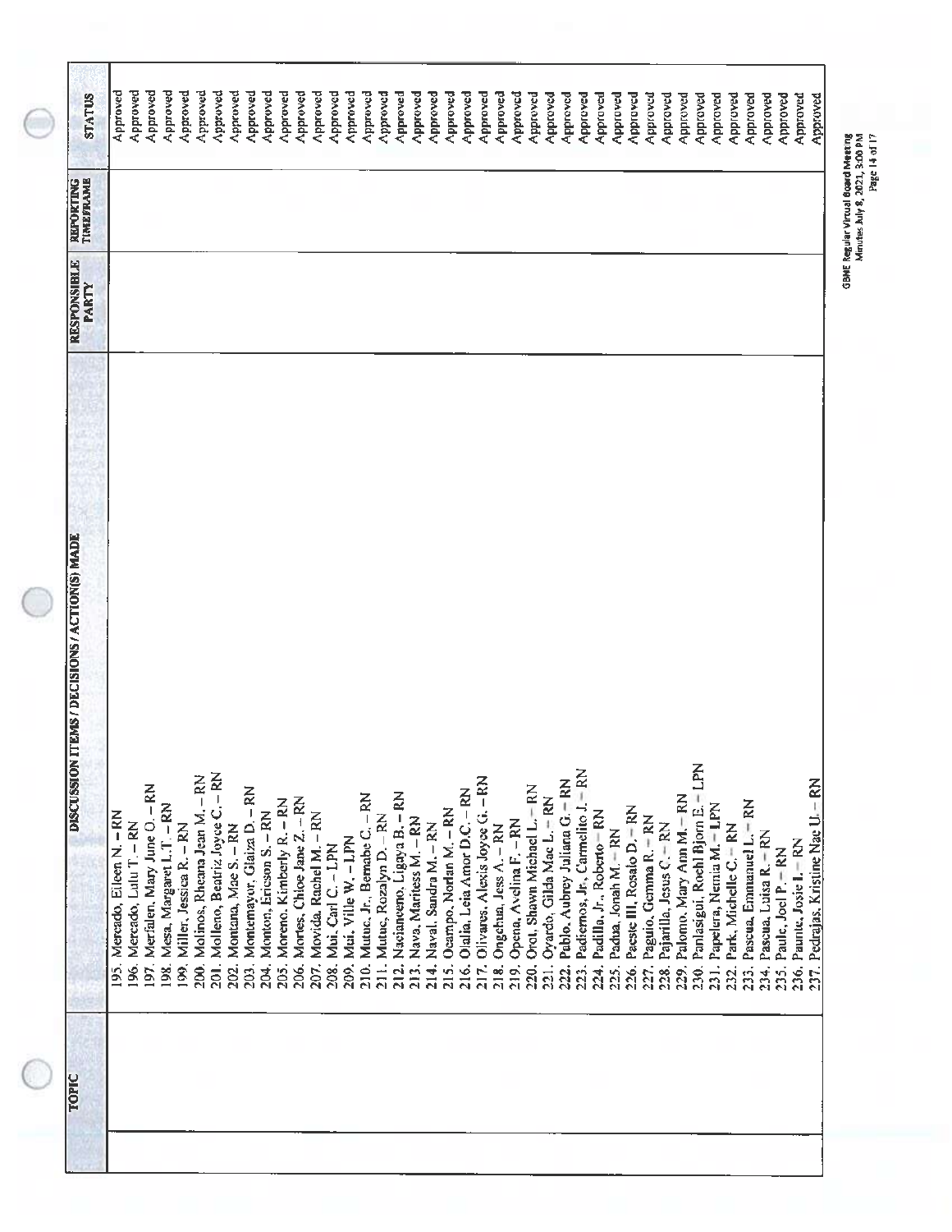| TOPIC | DISCUSSION ITEMS / DECISIONS / ACTION(S) MADE | RESPONSIBLE PARTY | REPORTING TIMEFRAME | STATUS |
|---|---|---|---|---|
| | 195. Mercado, Eileen N. – RN | | | Approved |
| | 196. Mercado, Lulu T. – RN | | | Approved |
| | 197. Merfalen, Mary June O. – RN | | | Approved |
| | 198. Mesa, Margaret L.T. – RN | | | Approved |
| | 199. Miller, Jessica R. – RN | | | Approved |
| | 200. Molinos, Rheana Jean M. – RN | | | Approved |
| | 201. Molleno, Beatriz Joyce C. – RN | | | Approved |
| | 202. Montana, Mae S. – RN | | | Approved |
| | 203. Montemayor, Glaiza D. – RN | | | Approved |
| | 204. Monton, Ericson S. – RN | | | Approved |
| | 205. Moreno, Kimberly R. – RN | | | Approved |
| | 206. Mortes, Chloe Jane Z. – RN | | | Approved |
| | 207. Movida, Rachel M. – RN | | | Approved |
| | 208. Mui, Carl C. – LPN | | | Approved |
| | 209. Mui, Ville W. – LPN | | | Approved |
| | 210. Mutuc, Jr., Bernabe C. – RN | | | Approved |
| | 211. Mutuc, Rozalyn D. – RN | | | Approved |
| | 212. Nacianceno, Ligaya B. – RN | | | Approved |
| | 213. Nava, Marites M. – RN | | | Approved |
| | 214. Naval, Sandra M. – RN | | | Approved |
| | 215. Ocampo, Norlan M. – RN | | | Approved |
| | 216. Olalia, Leia Amor D.C. – RN | | | Approved |
| | 217. Olivares, Alexis Joyce G. – RN | | | Approved |
| | 218. Ongchua, Jess A. – RN | | | Approved |
| | 219. Opena, Avelina F. – RN | | | Approved |
| | 220. Orot, Shawn Michael L. – RN | | | Approved |
| | 221. Oyardo, Gilda Mae L. – RN | | | Approved |
| | 222. Pablo, Aubrey Juliana G. – RN | | | Approved |
| | 223. Padiernos, Jr., Carmelito J. – RN | | | Approved |
| | 224. Padilla, Jr., Roberto – RN | | | Approved |
| | 225. Padua, Jonah M. – RN | | | Approved |
| | 226. Paeste III, Rosalo D. – RN | | | Approved |
| | 227. Paguio, Gemma R. – RN | | | Approved |
| | 228. Pajarilla, Jesus C. – RN | | | Approved |
| | 229. Palomo, Mary Ann M. – RN | | | Approved |
| | 230. Panlasigui, Roehl Bjorn E. – LPN | | | Approved |
| | 231. Papelera, Nemia M. – LPN | | | Approved |
| | 232. Park, Michelle C. – RN | | | Approved |
| | 233. Pascua, Emmanuel L. – RN | | | Approved |
| | 234. Pascua, Luisa R. – RN | | | Approved |
| | 235. Paule, Joel P. – RN | | | Approved |
| | 236. Paunte, Josie I. – RN | | | Approved |
| | 237. Pedrajas, Kristine Nae U. – RN | | | Approved |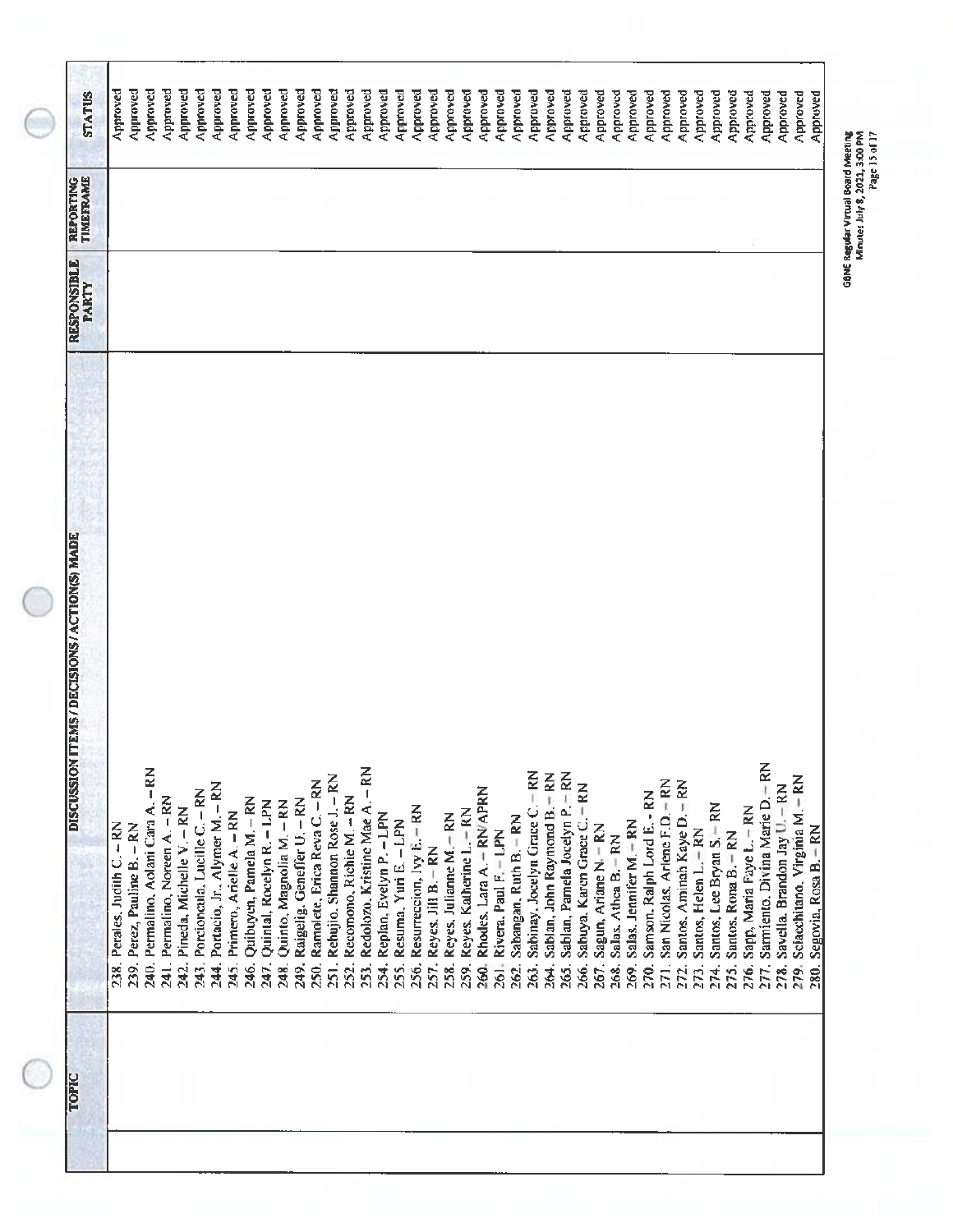| TOPIC | DISCUSSION ITEMS / DECISIONS / ACTION(S) MADE | RESPONSIBLE PARTY | REPORTING TIMEFRAME | STATUS |
|---|---|---|---|---|
| | 238. Perales, Judith C. – RN | | | Approved |
| | 239. Perez, Pauline B. – RN | | | Approved |
| | 240. Permalino, Aolani Cara A. – RN | | | Approved |
| | 241. Permalino, Noreen A. – RN | | | Approved |
| | 242. Pineda, Michelle V. – RN | | | Approved |
| | 243. Porcioncula, Lucille C. – RN | | | Approved |
| | 244. Portacio, Jr., Alymer M. – RN | | | Approved |
| | 245. Primero, Arielle A. – RN | | | Approved |
| | 246. Quibuyen, Pamela M. – RN | | | Approved |
| | 247. Quintal, Rocelyn R. – LPN | | | Approved |
| | 248. Quinto, Magnolia M. – RN | | | Approved |
| | 249. Raigelig, Geneffer U. – RN | | | Approved |
| | 250. Ramolete, Erica Reva C. – RN | | | Approved |
| | 251. Rebujio, Shannon Rose J. – RN | | | Approved |
| | 252. Recomono, Richie M. – RN | | | Approved |
| | 253. Redolozo, Kristine Mae A. – RN | | | Approved |
| | 254. Replan, Evelyn P. – LPN | | | Approved |
| | 255. Resuma, Yuri E. – LPN | | | Approved |
| | 256. Resurreccion, Ivy E. – RN | | | Approved |
| | 257. Reyes, Jill B. – RN | | | Approved |
| | 258. Reyes, Julianne M. – RN | | | Approved |
| | 259. Reyes, Katherine L. – RN | | | Approved |
| | 260. Rhodes, Lara A. – RN/APRN | | | Approved |
| | 261. Rivera, Paul F. – LPN | | | Approved |
| | 262. Sabangan, Ruth B. – RN | | | Approved |
| | 263. Sabinay, Jocelyn Grace C. – RN | | | Approved |
| | 264. Sablan, John Raymond B. – RN | | | Approved |
| | 265. Sablan, Pamela Jocelyn P. – RN | | | Approved |
| | 266. Sabuya, Karen Grace C. – RN | | | Approved |
| | 267. Sagun, Ariane N. – RN | | | Approved |
| | 268. Salas, Athea B. – RN | | | Approved |
| | 269. Salas, Jennifer M. – RN | | | Approved |
| | 270. Samson, Ralph Lord E. - RN | | | Approved |
| | 271. San Nicolas, Arlene F.D. – RN | | | Approved |
| | 272. Santos, Aminah Kaye D. – RN | | | Approved |
| | 273. Santos, Helen L. – RN | | | Approved |
| | 274. Santos, Lee Bryan S. – RN | | | Approved |
| | 275. Santos, Rona B. – RN | | | Approved |
| | 276. Sapp, Maria Faye L. – RN | | | Approved |
| | 277. Sarmiento, Divina Marie D. – RN | | | Approved |
| | 278. Savella, Brandon Jay U. – RN | | | Approved |
| | 279. Sciacchitano, Virginia M. – RN | | | Approved |
| | 280. Segovia, Rosa B. – RN | | | Approved |

GBNE Regular Virtual Board Meeting
Minutes July 8, 2021, 3:00 PM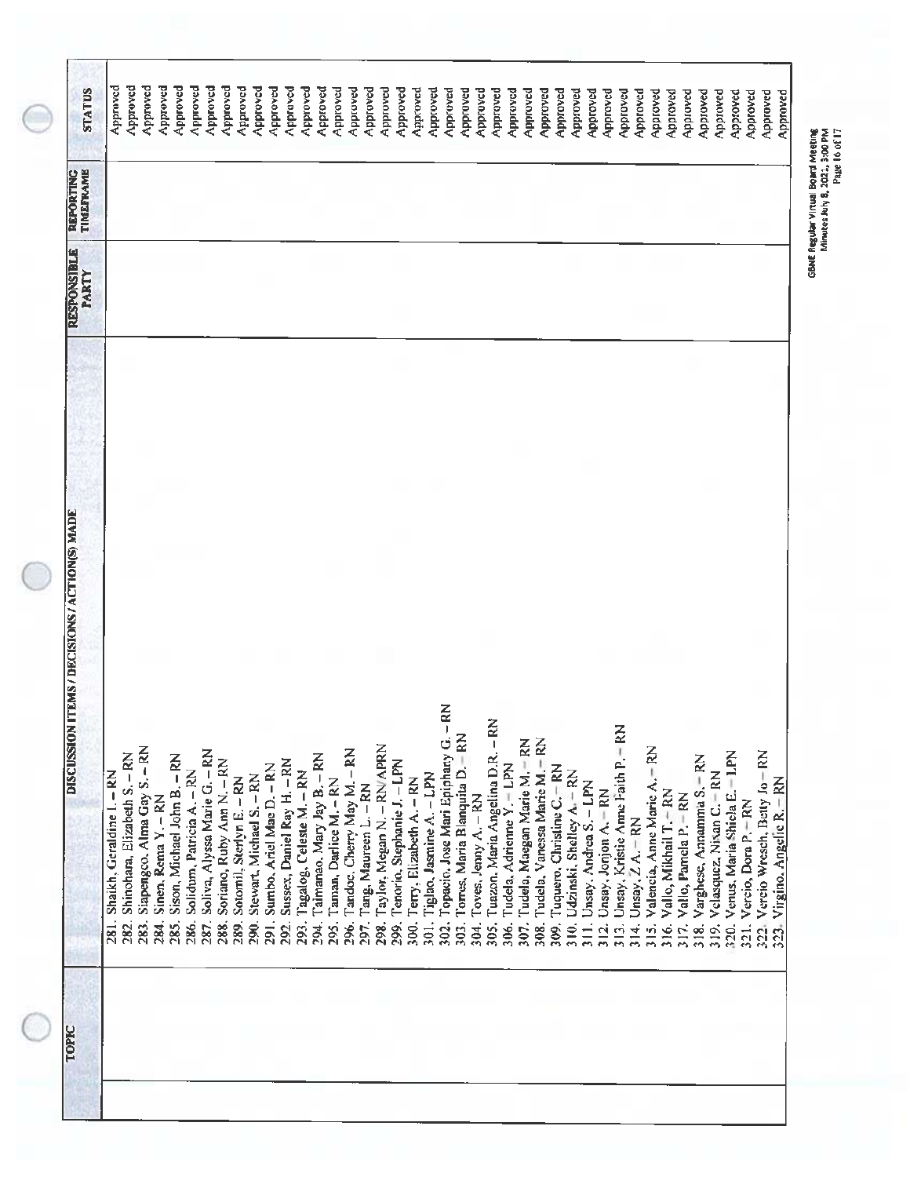| TOPIC | DISCUSSION ITEMS / DECISIONS / ACTION(S) MADE | RESPONSIBLE PARTY | REPORTING TIMEFRAME | STATUS |
|---|---|---|---|---|
| | 281. Shaikh, Geraldine I. – RN | | | Approved |
| | 282. Shinohara, Elizabeth S. – RN | | | Approved |
| | 283. Siapengco, Alma Gay S. – RN | | | Approved |
| | 284. Sinen, Rema Y. – RN | | | Approved |
| | 285. Sison, Michael John B. – RN | | | Approved |
| | 286. Solidum, Patricia A. – RN | | | Approved |
| | 287. Soliva, Alyssa Marie G. – RN | | | Approved |
| | 288. Soriano, Ruby Ann N. – RN | | | Approved |
| | 289. Sotomil, Sterlyn E. – RN | | | Approved |
| | 290. Stewart, Michael S. – RN | | | Approved |
| | 291. Sumbo, Ariel Mae D. – RN | | | Approved |
| | 292. Sussex, Daniel Ray H. – RN | | | Approved |
| | 293. Tagalog, Celeste M. – RN | | | Approved |
| | 294. Taimanao, Mary Jay B. – RN | | | Approved |
| | 295. Taman, Darlice M. – RN | | | Approved |
| | 296. Tandoc, Cherry May M. – RN | | | Approved |
| | 297. Tang, Maureen L. – RN | | | Approved |
| | 298. Taylor, Megan N. – RN/APRN | | | Approved |
| | 299. Tenorio, Stephanie J. – LPN | | | Approved |
| | 300. Terry, Elizabeth A. – RN | | | Approved |
| | 301. Tiglao, Jasmine A. – LPN | | | Approved |
| | 302. Topacio, Jose Mari Epiphany G. – RN | | | Approved |
| | 303. Torres, Maria Blanquita D. – RN | | | Approved |
| | 304. Toves, Jenny A. – RN | | | Approved |
| | 305. Tuazon, Maria Angelina D.R. – RN | | | Approved |
| | 306. Tudela, Adrienne Y. – LPN | | | Approved |
| | 307. Tudela, Maegan Marie M. – RN | | | Approved |
| | 308. Tudela, Vanessa Marie M. – RN | | | Approved |
| | 309. Tuquero, Christine C. – RN | | | Approved |
| | 310. Udzinski, Shelley A. – RN | | | Approved |
| | 311. Unsay, Andrea S. – LPN | | | Approved |
| | 312. Unsay, Jonjon A. – RN | | | Approved |
| | 313. Unsay, Kristie Anne Faith P. – RN | | | Approved |
| | 314. Unsay, Z A. – RN | | | Approved |
| | 315. Valencia, Anne Marie A. – RN | | | Approved |
| | 316. Vallo, Mikhail T. – RN | | | Approved |
| | 317. Vallo, Pamela P. – RN | | | Approved |
| | 318. Varghese, Annamma S. – RN | | | Approved |
| | 319. Velasquez, Nixan C. – RN | | | Approved |
| | 320. Venus, Maria Shiela E. – LPN | | | Approved |
| | 321. Vercio, Dora P. – RN | | | Approved |
| | 322. Vercio Wresch, Betty Jo – RN | | | Approved |
| | 323. Virgino, Angelic R. – RN | | | Approved |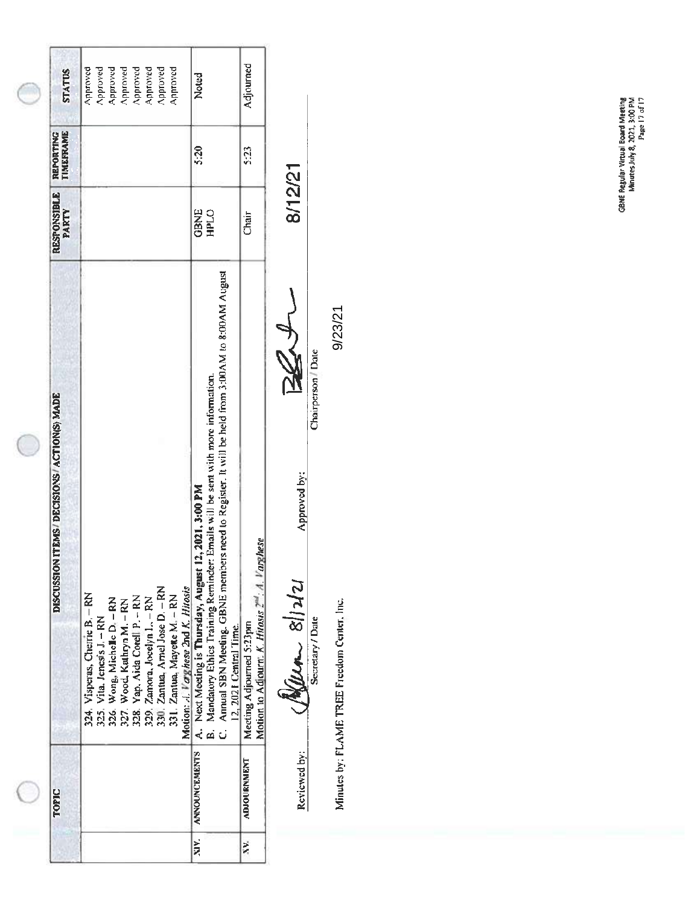| | TOPIC | DISCUSSION ITEMS / DECISIONS / ACTION(S) MADE | RESPONSIBLE PARTY | REPORTING TIMEFRAME | STATUS |
|---|---|---|---|---|---|
| | | 324. Visperas, Cherrie B. – RN<br>325. Vita, Jenesis J. – RN<br>326. Wong, Michelle D. – RN<br>327. Wood, Kathryn M. – RN<br>328. Yap, Aida Corell P. – RN<br>329. Zamora, Jocelyn L. – RN<br>330. Zantua, Arnel Jose D. – RN<br>331. Zantua, Mayette M. – RN<br>Motion: *A. Varghese* 2nd *K. Hitosis* | | | Approved<br>Approved<br>Approved<br>Approved<br>Approved<br>Approved<br>Approved<br>Approved |
| XIV. | ANNOUNCEMENTS | A. Next Meeting is **Thursday, August 12, 2021, 3:00 PM**<br>B. Mandatory Ethics Training Reminder: Emails will be sent with more information.<br>C. Annual SBN Meeting. GBNE members need to Register. It will be held from 3:00AM to 8:00AM August 12, 2021 Central Time. | GBNE HPLO | 5:20 | Noted |
| XV. | ADJOURNMENT | Meeting Adjourned 5:23pm<br>Motion to Adjourn: *K. Hitosis* 2nd: *A. Varghese* | Chair | 5:23 | Adjourned |

Reviewed by: [signature] 8/12/21
Secretary / Date

Approved by: [signature] 8/12/21
Chairperson / Date

9/23/21

Minutes by: FLAME TREE Freedom Center, Inc.